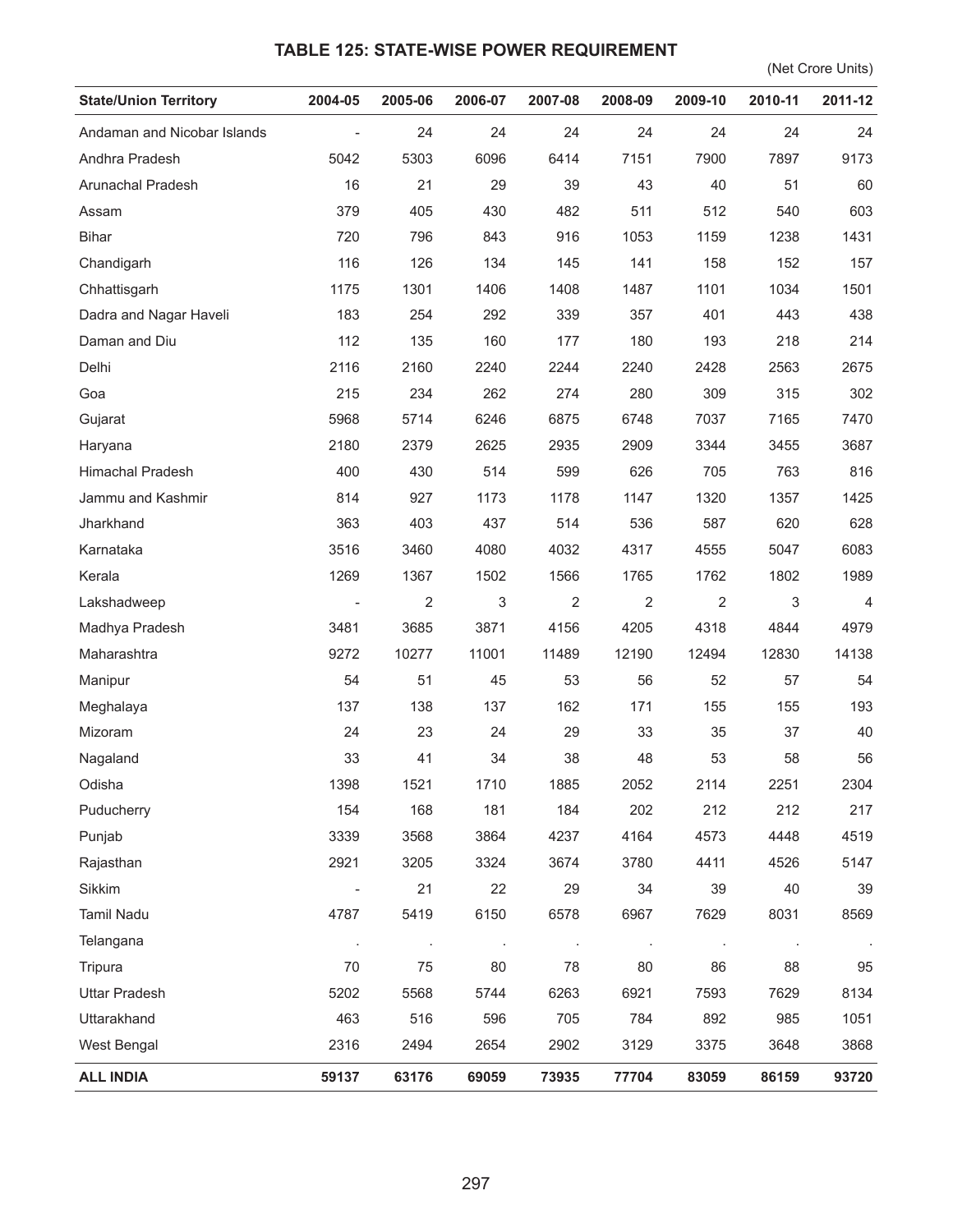# TABLE 125: STATE-WISE POWER REQUIREMENT

(Net Crore Units)

| State/Union Territory | 2004-05 | 2005-06 | 2006-07 | 2007-08 | 2008-09 | 2009-10 | 2010-11 | 2011-12 |
|---|---|---|---|---|---|---|---|---|
| Andaman and Nicobar Islands | - | 24 | 24 | 24 | 24 | 24 | 24 | 24 |
| Andhra Pradesh | 5042 | 5303 | 6096 | 6414 | 7151 | 7900 | 7897 | 9173 |
| Arunachal Pradesh | 16 | 21 | 29 | 39 | 43 | 40 | 51 | 60 |
| Assam | 379 | 405 | 430 | 482 | 511 | 512 | 540 | 603 |
| Bihar | 720 | 796 | 843 | 916 | 1053 | 1159 | 1238 | 1431 |
| Chandigarh | 116 | 126 | 134 | 145 | 141 | 158 | 152 | 157 |
| Chhattisgarh | 1175 | 1301 | 1406 | 1408 | 1487 | 1101 | 1034 | 1501 |
| Dadra and Nagar Haveli | 183 | 254 | 292 | 339 | 357 | 401 | 443 | 438 |
| Daman and Diu | 112 | 135 | 160 | 177 | 180 | 193 | 218 | 214 |
| Delhi | 2116 | 2160 | 2240 | 2244 | 2240 | 2428 | 2563 | 2675 |
| Goa | 215 | 234 | 262 | 274 | 280 | 309 | 315 | 302 |
| Gujarat | 5968 | 5714 | 6246 | 6875 | 6748 | 7037 | 7165 | 7470 |
| Haryana | 2180 | 2379 | 2625 | 2935 | 2909 | 3344 | 3455 | 3687 |
| Himachal Pradesh | 400 | 430 | 514 | 599 | 626 | 705 | 763 | 816 |
| Jammu and Kashmir | 814 | 927 | 1173 | 1178 | 1147 | 1320 | 1357 | 1425 |
| Jharkhand | 363 | 403 | 437 | 514 | 536 | 587 | 620 | 628 |
| Karnataka | 3516 | 3460 | 4080 | 4032 | 4317 | 4555 | 5047 | 6083 |
| Kerala | 1269 | 1367 | 1502 | 1566 | 1765 | 1762 | 1802 | 1989 |
| Lakshadweep | - | 2 | 3 | 2 | 2 | 2 | 3 | 4 |
| Madhya Pradesh | 3481 | 3685 | 3871 | 4156 | 4205 | 4318 | 4844 | 4979 |
| Maharashtra | 9272 | 10277 | 11001 | 11489 | 12190 | 12494 | 12830 | 14138 |
| Manipur | 54 | 51 | 45 | 53 | 56 | 52 | 57 | 54 |
| Meghalaya | 137 | 138 | 137 | 162 | 171 | 155 | 155 | 193 |
| Mizoram | 24 | 23 | 24 | 29 | 33 | 35 | 37 | 40 |
| Nagaland | 33 | 41 | 34 | 38 | 48 | 53 | 58 | 56 |
| Odisha | 1398 | 1521 | 1710 | 1885 | 2052 | 2114 | 2251 | 2304 |
| Puducherry | 154 | 168 | 181 | 184 | 202 | 212 | 212 | 217 |
| Punjab | 3339 | 3568 | 3864 | 4237 | 4164 | 4573 | 4448 | 4519 |
| Rajasthan | 2921 | 3205 | 3324 | 3674 | 3780 | 4411 | 4526 | 5147 |
| Sikkim | - | 21 | 22 | 29 | 34 | 39 | 40 | 39 |
| Tamil Nadu | 4787 | 5419 | 6150 | 6578 | 6967 | 7629 | 8031 | 8569 |
| Telangana | . | . | . | . | . | . | . | . |
| Tripura | 70 | 75 | 80 | 78 | 80 | 86 | 88 | 95 |
| Uttar Pradesh | 5202 | 5568 | 5744 | 6263 | 6921 | 7593 | 7629 | 8134 |
| Uttarakhand | 463 | 516 | 596 | 705 | 784 | 892 | 985 | 1051 |
| West Bengal | 2316 | 2494 | 2654 | 2902 | 3129 | 3375 | 3648 | 3868 |
| **ALL INDIA** | **59137** | **63176** | **69059** | **73935** | **77704** | **83059** | **86159** | **93720** |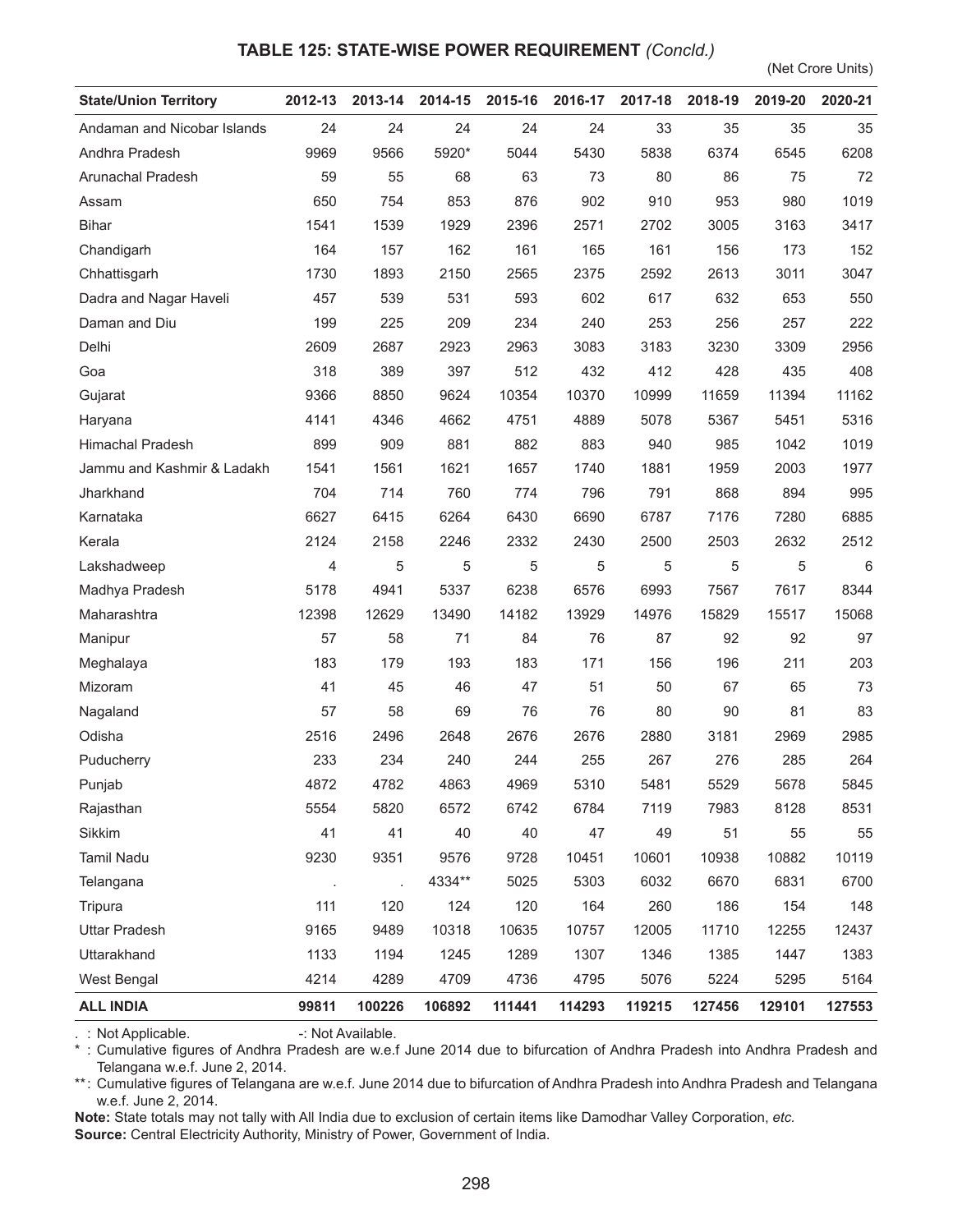## TABLE 125: STATE-WISE POWER REQUIREMENT *(Concld.)*

(Net Crore Units)

| State/Union Territory | 2012-13 | 2013-14 | 2014-15 | 2015-16 | 2016-17 | 2017-18 | 2018-19 | 2019-20 | 2020-21 |
|---|---|---|---|---|---|---|---|---|---|
| Andaman and Nicobar Islands | 24 | 24 | 24 | 24 | 24 | 33 | 35 | 35 | 35 |
| Andhra Pradesh | 9969 | 9566 | 5920* | 5044 | 5430 | 5838 | 6374 | 6545 | 6208 |
| Arunachal Pradesh | 59 | 55 | 68 | 63 | 73 | 80 | 86 | 75 | 72 |
| Assam | 650 | 754 | 853 | 876 | 902 | 910 | 953 | 980 | 1019 |
| Bihar | 1541 | 1539 | 1929 | 2396 | 2571 | 2702 | 3005 | 3163 | 3417 |
| Chandigarh | 164 | 157 | 162 | 161 | 165 | 161 | 156 | 173 | 152 |
| Chhattisgarh | 1730 | 1893 | 2150 | 2565 | 2375 | 2592 | 2613 | 3011 | 3047 |
| Dadra and Nagar Haveli | 457 | 539 | 531 | 593 | 602 | 617 | 632 | 653 | 550 |
| Daman and Diu | 199 | 225 | 209 | 234 | 240 | 253 | 256 | 257 | 222 |
| Delhi | 2609 | 2687 | 2923 | 2963 | 3083 | 3183 | 3230 | 3309 | 2956 |
| Goa | 318 | 389 | 397 | 512 | 432 | 412 | 428 | 435 | 408 |
| Gujarat | 9366 | 8850 | 9624 | 10354 | 10370 | 10999 | 11659 | 11394 | 11162 |
| Haryana | 4141 | 4346 | 4662 | 4751 | 4889 | 5078 | 5367 | 5451 | 5316 |
| Himachal Pradesh | 899 | 909 | 881 | 882 | 883 | 940 | 985 | 1042 | 1019 |
| Jammu and Kashmir & Ladakh | 1541 | 1561 | 1621 | 1657 | 1740 | 1881 | 1959 | 2003 | 1977 |
| Jharkhand | 704 | 714 | 760 | 774 | 796 | 791 | 868 | 894 | 995 |
| Karnataka | 6627 | 6415 | 6264 | 6430 | 6690 | 6787 | 7176 | 7280 | 6885 |
| Kerala | 2124 | 2158 | 2246 | 2332 | 2430 | 2500 | 2503 | 2632 | 2512 |
| Lakshadweep | 4 | 5 | 5 | 5 | 5 | 5 | 5 | 5 | 6 |
| Madhya Pradesh | 5178 | 4941 | 5337 | 6238 | 6576 | 6993 | 7567 | 7617 | 8344 |
| Maharashtra | 12398 | 12629 | 13490 | 14182 | 13929 | 14976 | 15829 | 15517 | 15068 |
| Manipur | 57 | 58 | 71 | 84 | 76 | 87 | 92 | 92 | 97 |
| Meghalaya | 183 | 179 | 193 | 183 | 171 | 156 | 196 | 211 | 203 |
| Mizoram | 41 | 45 | 46 | 47 | 51 | 50 | 67 | 65 | 73 |
| Nagaland | 57 | 58 | 69 | 76 | 76 | 80 | 90 | 81 | 83 |
| Odisha | 2516 | 2496 | 2648 | 2676 | 2676 | 2880 | 3181 | 2969 | 2985 |
| Puducherry | 233 | 234 | 240 | 244 | 255 | 267 | 276 | 285 | 264 |
| Punjab | 4872 | 4782 | 4863 | 4969 | 5310 | 5481 | 5529 | 5678 | 5845 |
| Rajasthan | 5554 | 5820 | 6572 | 6742 | 6784 | 7119 | 7983 | 8128 | 8531 |
| Sikkim | 41 | 41 | 40 | 40 | 47 | 49 | 51 | 55 | 55 |
| Tamil Nadu | 9230 | 9351 | 9576 | 9728 | 10451 | 10601 | 10938 | 10882 | 10119 |
| Telangana | . | . | 4334** | 5025 | 5303 | 6032 | 6670 | 6831 | 6700 |
| Tripura | 111 | 120 | 124 | 120 | 164 | 260 | 186 | 154 | 148 |
| Uttar Pradesh | 9165 | 9489 | 10318 | 10635 | 10757 | 12005 | 11710 | 12255 | 12437 |
| Uttarakhand | 1133 | 1194 | 1245 | 1289 | 1307 | 1346 | 1385 | 1447 | 1383 |
| West Bengal | 4214 | 4289 | 4709 | 4736 | 4795 | 5076 | 5224 | 5295 | 5164 |
| **ALL INDIA** | **99811** | **100226** | **106892** | **111441** | **114293** | **119215** | **127456** | **129101** | **127553** |

. : Not Applicable. -: Not Available.

\* : Cumulative figures of Andhra Pradesh are w.e.f June 2014 due to bifurcation of Andhra Pradesh into Andhra Pradesh and Telangana w.e.f. June 2, 2014.

\*\*: Cumulative figures of Telangana are w.e.f. June 2014 due to bifurcation of Andhra Pradesh into Andhra Pradesh and Telangana w.e.f. June 2, 2014.

**Note:** State totals may not tally with All India due to exclusion of certain items like Damodhar Valley Corporation, *etc.*

**Source:** Central Electricity Authority, Ministry of Power, Government of India.